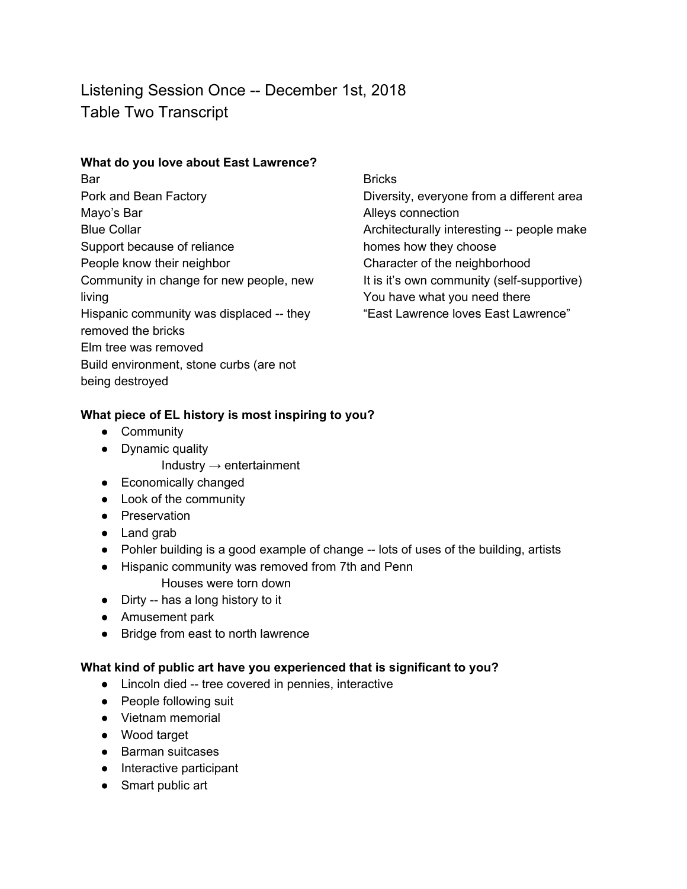# Listening Session Once -- December 1st, 2018
# Table Two Transcript

**What do you love about East Lawrence?**

Bar
Pork and Bean Factory
Mayo's Bar
Blue Collar
Support because of reliance
People know their neighbor
Community in change for new people, new living
Hispanic community was displaced -- they removed the bricks
Elm tree was removed
Build environment, stone curbs (are not being destroyed
Bricks
Diversity, everyone from a different area
Alleys connection
Architecturally interesting -- people make homes how they choose
Character of the neighborhood
It is it's own community (self-supportive)
You have what you need there
"East Lawrence loves East Lawrence"

**What piece of EL history is most inspiring to you?**

- Community
- Dynamic quality
  - Industry → entertainment
- Economically changed
- Look of the community
- Preservation
- Land grab
- Pohler building is a good example of change -- lots of uses of the building, artists
- Hispanic community was removed from 7th and Penn
  - Houses were torn down
- Dirty -- has a long history to it
- Amusement park
- Bridge from east to north lawrence

**What kind of public art have you experienced that is significant to you?**

- Lincoln died -- tree covered in pennies, interactive
- People following suit
- Vietnam memorial
- Wood target
- Barman suitcases
- Interactive participant
- Smart public art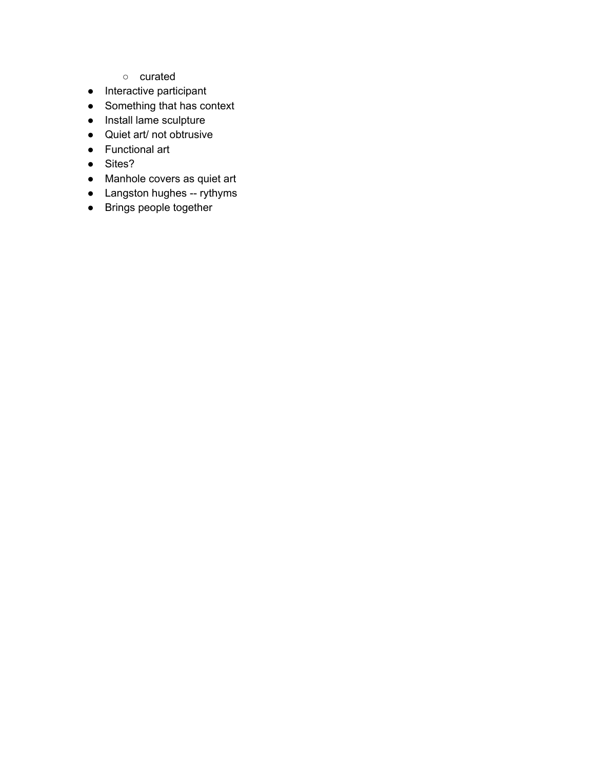- curated
- Interactive participant
- Something that has context
- Install lame sculpture
- Quiet art/ not obtrusive
- Functional art
- Sites?
- Manhole covers as quiet art
- Langston hughes -- rythyms
- Brings people together